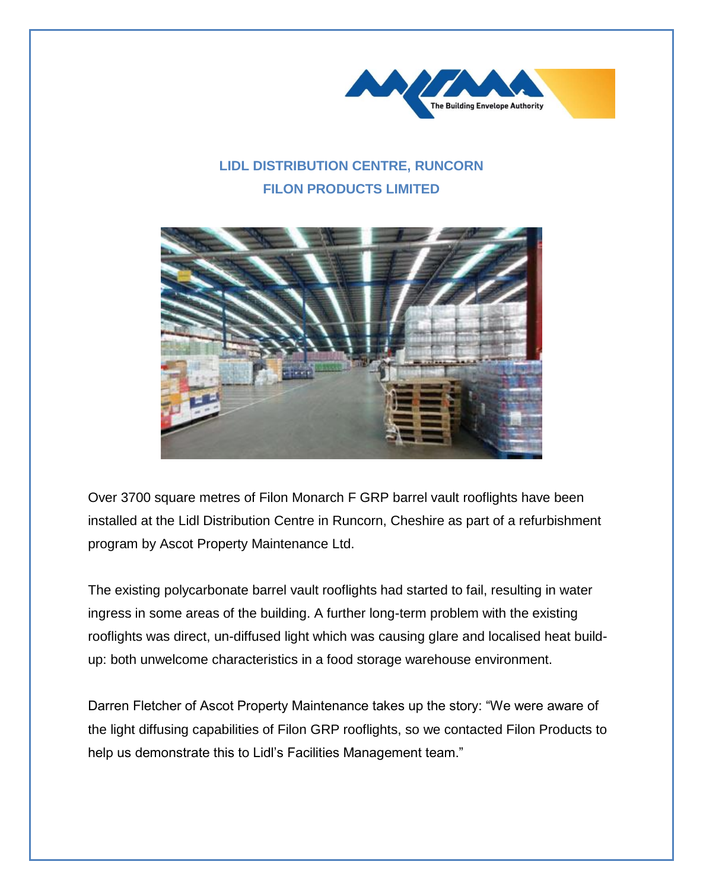## LIDL DISTRIBUTION CENTRE, RUNCORN
## FILON PRODUCTS LIMITED

Over 3700 square metres of Filon Monarch F GRP barrel vault rooflights have been installed at the Lidl Distribution Centre in Runcorn, Cheshire as part of a refurbishment program by Ascot Property Maintenance Ltd.

The existing polycarbonate barrel vault rooflights had started to fail, resulting in water ingress in some areas of the building. A further long-term problem with the existing rooflights was direct, un-diffused light which was causing glare and localised heat build-up: both unwelcome characteristics in a food storage warehouse environment.

Darren Fletcher of Ascot Property Maintenance takes up the story: “We were aware of the light diffusing capabilities of Filon GRP rooflights, so we contacted Filon Products to help us demonstrate this to Lidl’s Facilities Management team.”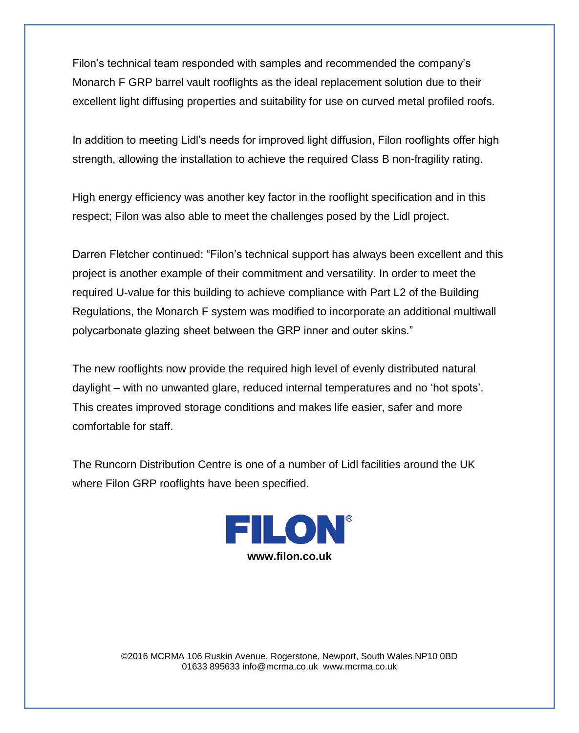Filon's technical team responded with samples and recommended the company's Monarch F GRP barrel vault rooflights as the ideal replacement solution due to their excellent light diffusing properties and suitability for use on curved metal profiled roofs.

In addition to meeting Lidl's needs for improved light diffusion, Filon rooflights offer high strength, allowing the installation to achieve the required Class B non-fragility rating.

High energy efficiency was another key factor in the rooflight specification and in this respect; Filon was also able to meet the challenges posed by the Lidl project.

Darren Fletcher continued: "Filon's technical support has always been excellent and this project is another example of their commitment and versatility. In order to meet the required U-value for this building to achieve compliance with Part L2 of the Building Regulations, the Monarch F system was modified to incorporate an additional multiwall polycarbonate glazing sheet between the GRP inner and outer skins."

The new rooflights now provide the required high level of evenly distributed natural daylight – with no unwanted glare, reduced internal temperatures and no 'hot spots'. This creates improved storage conditions and makes life easier, safer and more comfortable for staff.

The Runcorn Distribution Centre is one of a number of Lidl facilities around the UK where Filon GRP rooflights have been specified.

FILON®

**www.filon.co.uk**

©2016 MCRMA 106 Ruskin Avenue, Rogerstone, Newport, South Wales NP10 0BD
01633 895633 info@mcrma.co.uk www.mcrma.co.uk